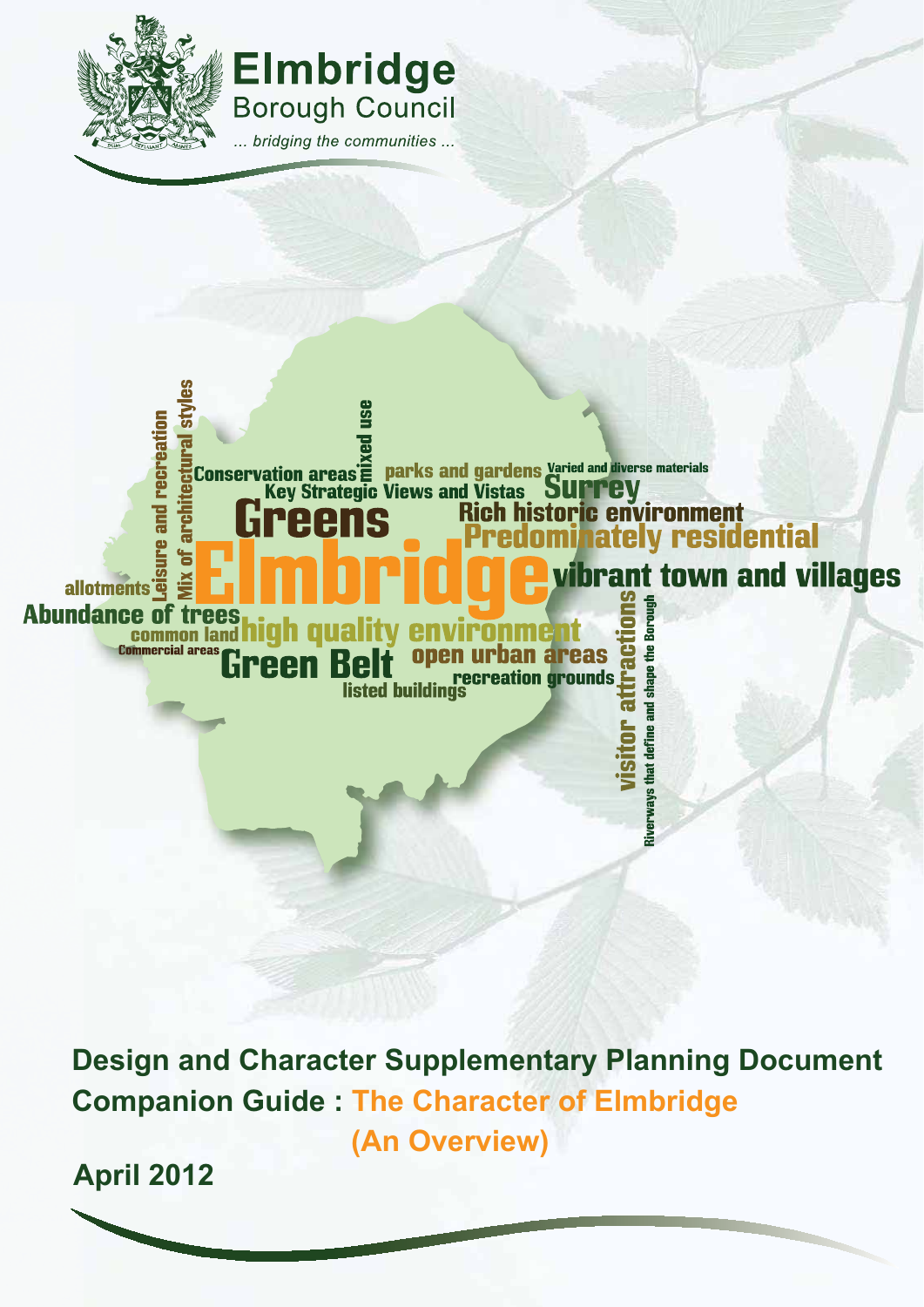Elmbridge Borough Council

*... bridging the communities ...*

Elmbridge Greens Conservation areas Key Strategic Views and Vistas mixed use parks and gardens Varied and diverse materials Surrey Rich historic environment Predominately residential vibrant town and villages Leisure and recreation Mix of architectural styles allotments Abundance of trees common land high quality environment Commercial areas Green Belt open urban areas recreation grounds listed buildings visitor attractions Riverways that define and shape the Borough

# Design and Character Supplementary Planning Document

## Companion Guide : The Character of Elmbridge (An Overview)

**April 2012**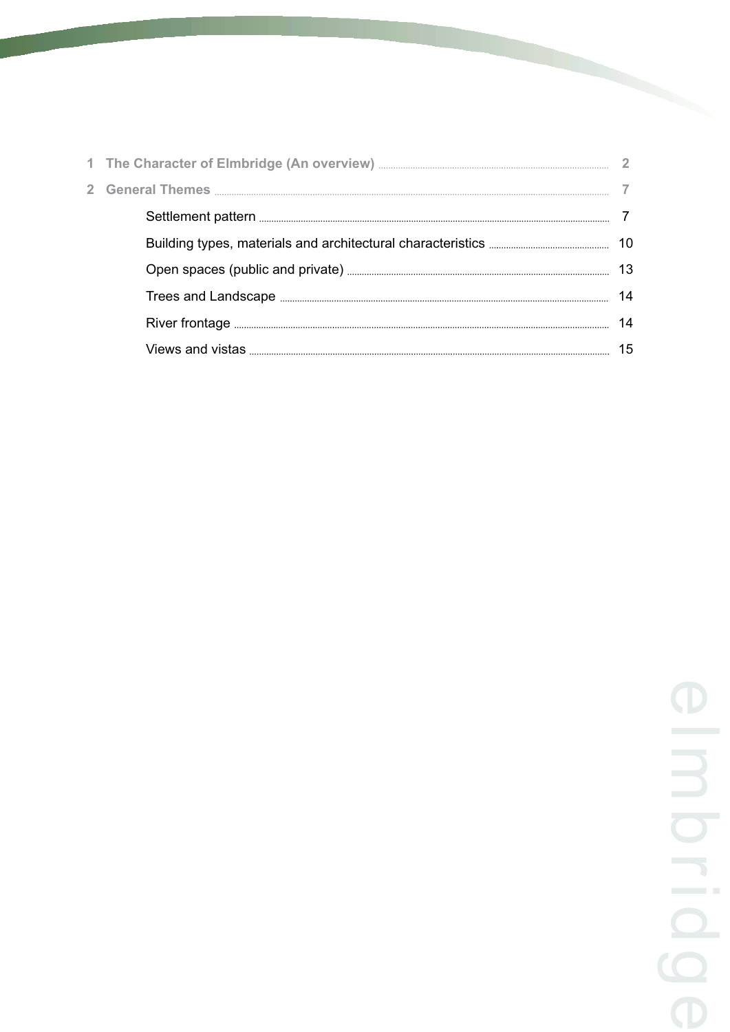1 The Character of Elmbridge (An overview) ... 2

2 General Themes ... 7

- Settlement pattern ... 7
- Building types, materials and architectural characteristics ... 10
- Open spaces (public and private) ... 13
- Trees and Landscape ... 14
- River frontage ... 14
- Views and vistas ... 15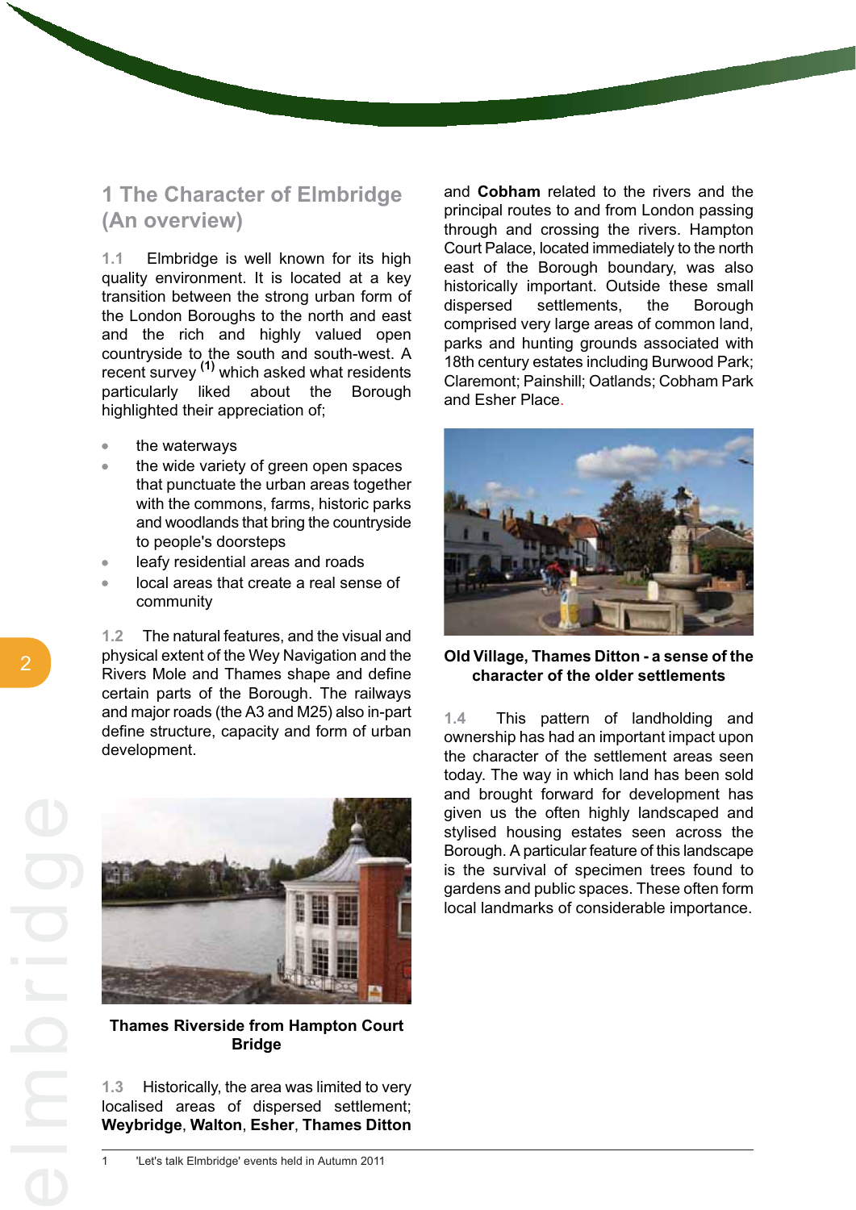# 1 The Character of Elmbridge (An overview)

1.1 Elmbridge is well known for its high quality environment. It is located at a key transition between the strong urban form of the London Boroughs to the north and east and the rich and highly valued open countryside to the south and south-west. A recent survey [1] which asked what residents particularly liked about the Borough highlighted their appreciation of;

- the waterways
- the wide variety of green open spaces that punctuate the urban areas together with the commons, farms, historic parks and woodlands that bring the countryside to people's doorsteps
- leafy residential areas and roads
- local areas that create a real sense of community

1.2 The natural features, and the visual and physical extent of the Wey Navigation and the Rivers Mole and Thames shape and define certain parts of the Borough. The railways and major roads (the A3 and M25) also in-part define structure, capacity and form of urban development.

**Thames Riverside from Hampton Court Bridge**

1.3 Historically, the area was limited to very localised areas of dispersed settlement; **Weybridge**, **Walton**, **Esher**, **Thames Ditton** and **Cobham** related to the rivers and the principal routes to and from London passing through and crossing the rivers. Hampton Court Palace, located immediately to the north east of the Borough boundary, was also historically important. Outside these small dispersed settlements, the Borough comprised very large areas of common land, parks and hunting grounds associated with 18th century estates including Burwood Park; Claremont; Painshill; Oatlands; Cobham Park and Esher Place.

**Old Village, Thames Ditton - a sense of the character of the older settlements**

1.4 This pattern of landholding and ownership has had an important impact upon the character of the settlement areas seen today. The way in which land has been sold and brought forward for development has given us the often highly landscaped and stylised housing estates seen across the Borough. A particular feature of this landscape is the survival of specimen trees found to gardens and public spaces. These often form local landmarks of considerable importance.

1 'Let's talk Elmbridge' events held in Autumn 2011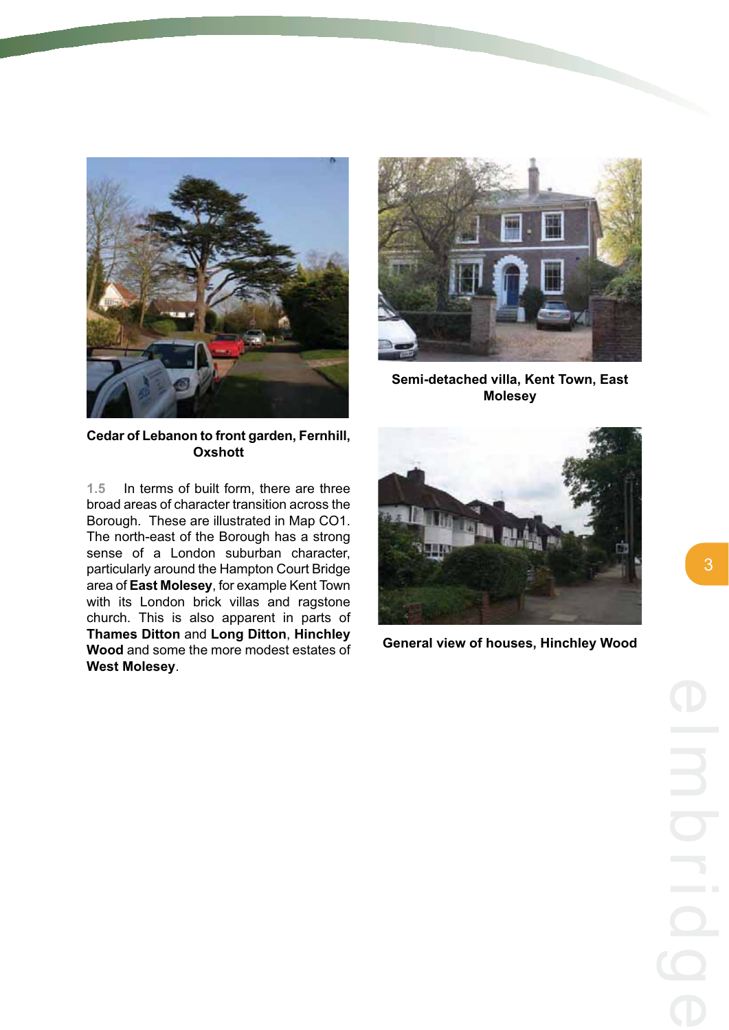Cedar of Lebanon to front garden, Fernhill, Oxshott

1.5 In terms of built form, there are three broad areas of character transition across the Borough. These are illustrated in Map CO1. The north-east of the Borough has a strong sense of a London suburban character, particularly around the Hampton Court Bridge area of **East Molesey**, for example Kent Town with its London brick villas and ragstone church. This is also apparent in parts of **Thames Ditton** and **Long Ditton**, **Hinchley Wood** and some the more modest estates of **West Molesey**.

Semi-detached villa, Kent Town, East Molesey

General view of houses, Hinchley Wood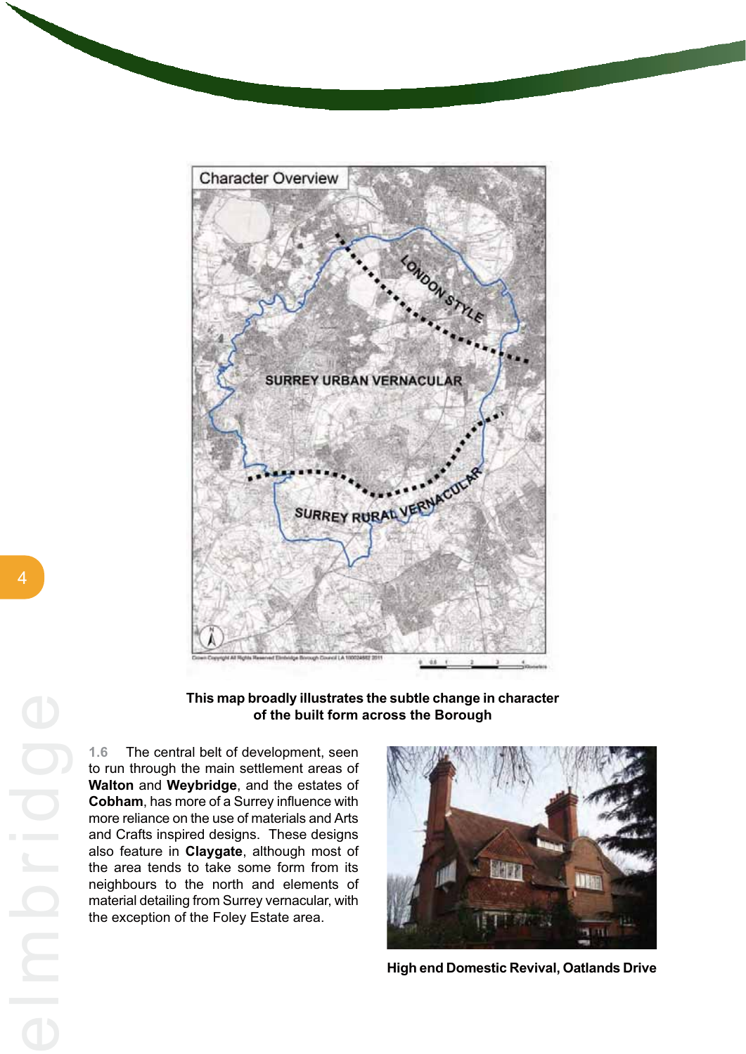This map broadly illustrates the subtle change in character of the built form across the Borough

1.6 The central belt of development, seen to run through the main settlement areas of **Walton** and **Weybridge**, and the estates of **Cobham**, has more of a Surrey influence with more reliance on the use of materials and Arts and Crafts inspired designs. These designs also feature in **Claygate**, although most of the area tends to take some form from its neighbours to the north and elements of material detailing from Surrey vernacular, with the exception of the Foley Estate area.

High end Domestic Revival, Oatlands Drive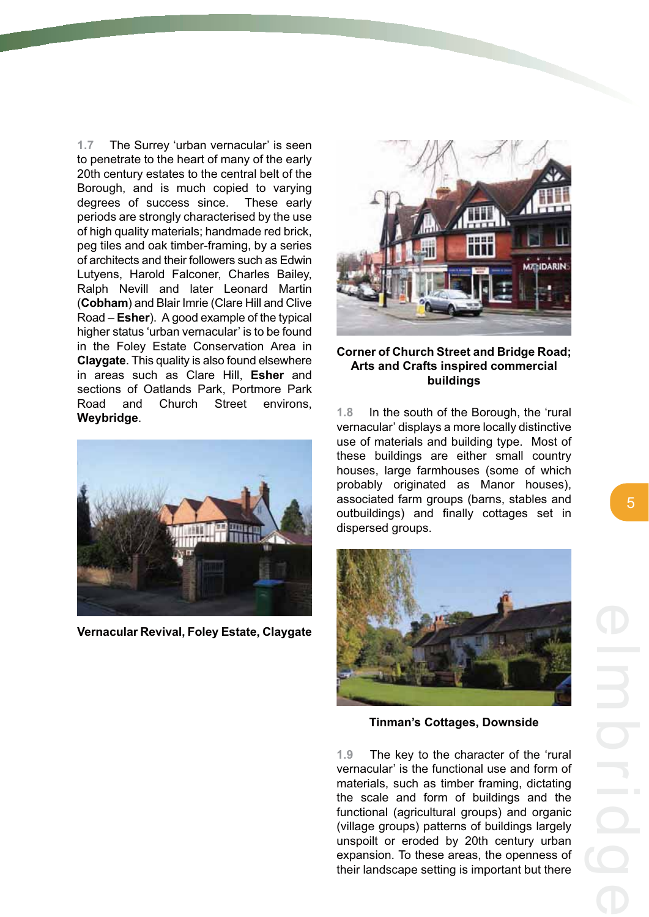1.7 The Surrey 'urban vernacular' is seen to penetrate to the heart of many of the early 20th century estates to the central belt of the Borough, and is much copied to varying degrees of success since. These early periods are strongly characterised by the use of high quality materials; handmade red brick, peg tiles and oak timber-framing, by a series of architects and their followers such as Edwin Lutyens, Harold Falconer, Charles Bailey, Ralph Nevill and later Leonard Martin (**Cobham**) and Blair Imrie (Clare Hill and Clive Road – **Esher**). A good example of the typical higher status 'urban vernacular' is to be found in the Foley Estate Conservation Area in **Claygate**. This quality is also found elsewhere in areas such as Clare Hill, **Esher** and sections of Oatlands Park, Portmore Park Road and Church Street environs, **Weybridge**.

**Vernacular Revival, Foley Estate, Claygate**

**Corner of Church Street and Bridge Road; Arts and Crafts inspired commercial buildings**

1.8 In the south of the Borough, the 'rural vernacular' displays a more locally distinctive use of materials and building type. Most of these buildings are either small country houses, large farmhouses (some of which probably originated as Manor houses), associated farm groups (barns, stables and outbuildings) and finally cottages set in dispersed groups.

**Tinman's Cottages, Downside**

1.9 The key to the character of the 'rural vernacular' is the functional use and form of materials, such as timber framing, dictating the scale and form of buildings and the functional (agricultural groups) and organic (village groups) patterns of buildings largely unspoilt or eroded by 20th century urban expansion. To these areas, the openness of their landscape setting is important but there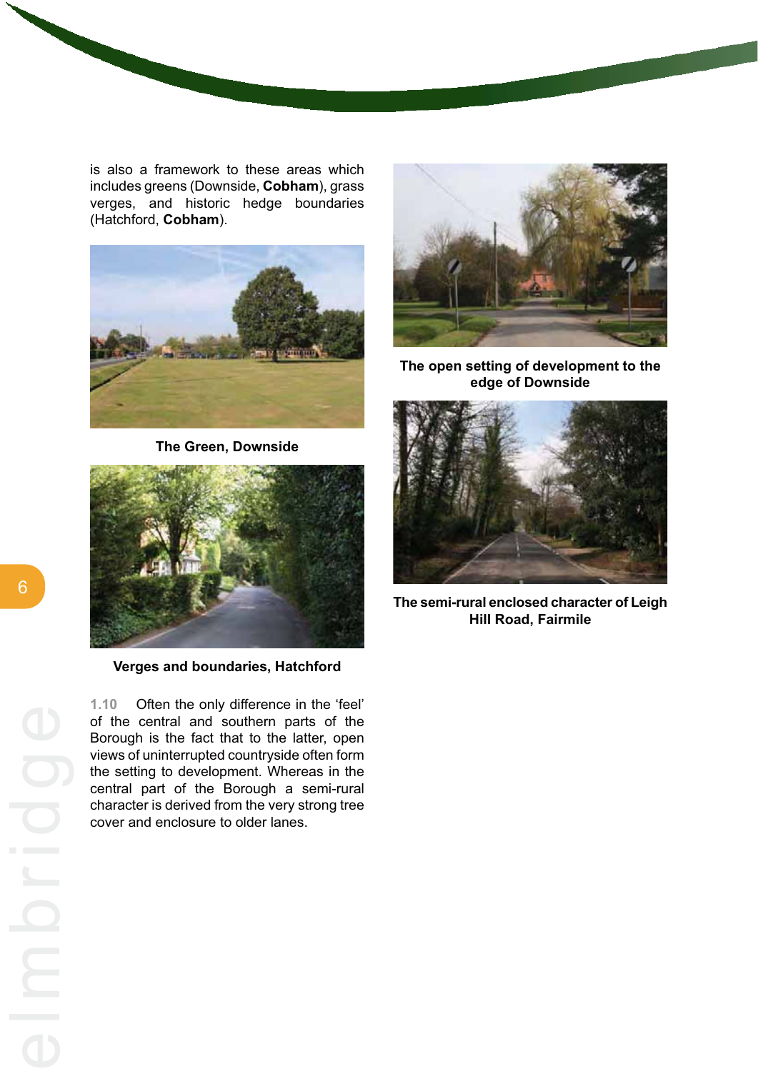is also a framework to these areas which includes greens (Downside, **Cobham**), grass verges, and historic hedge boundaries (Hatchford, **Cobham**).

**The Green, Downside**

**Verges and boundaries, Hatchford**

1.10 Often the only difference in the 'feel' of the central and southern parts of the Borough is the fact that to the latter, open views of uninterrupted countryside often form the setting to development. Whereas in the central part of the Borough a semi-rural character is derived from the very strong tree cover and enclosure to older lanes.

**The open setting of development to the edge of Downside**

**The semi-rural enclosed character of Leigh Hill Road, Fairmile**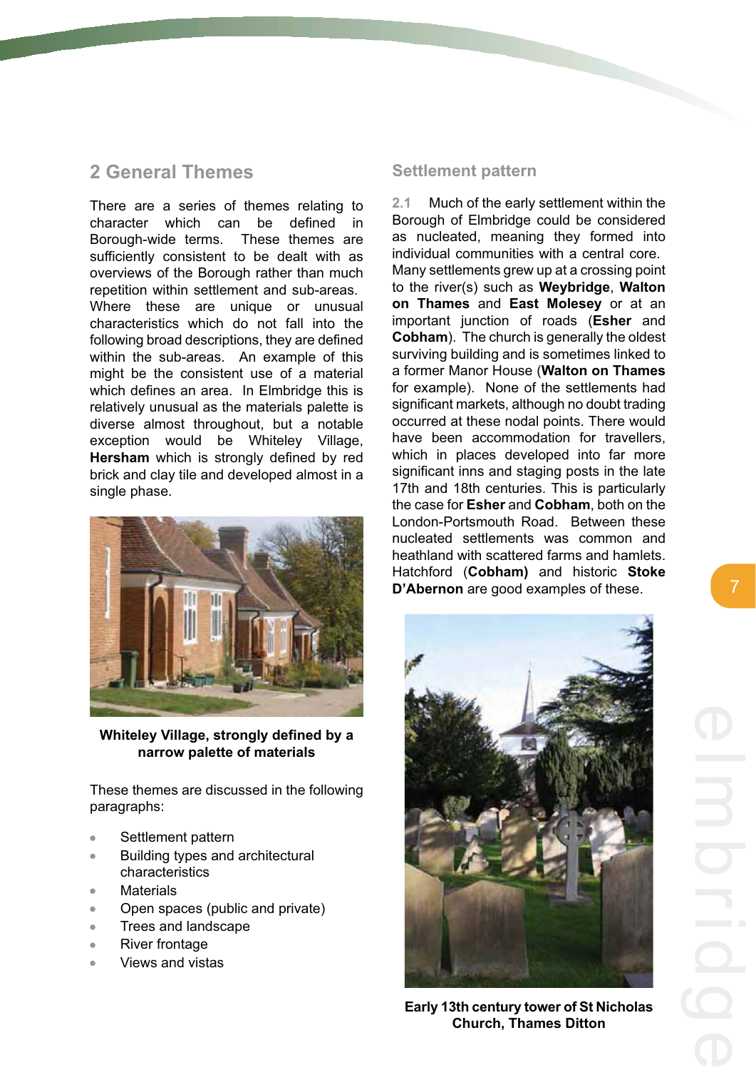## 2 General Themes

There are a series of themes relating to character which can be defined in Borough-wide terms. These themes are sufficiently consistent to be dealt with as overviews of the Borough rather than much repetition within settlement and sub-areas. Where these are unique or unusual characteristics which do not fall into the following broad descriptions, they are defined within the sub-areas. An example of this might be the consistent use of a material which defines an area. In Elmbridge this is relatively unusual as the materials palette is diverse almost throughout, but a notable exception would be Whiteley Village, **Hersham** which is strongly defined by red brick and clay tile and developed almost in a single phase.

**Whiteley Village, strongly defined by a narrow palette of materials**

These themes are discussed in the following paragraphs:

- Settlement pattern
- Building types and architectural characteristics
- Materials
- Open spaces (public and private)
- Trees and landscape
- River frontage
- Views and vistas

### Settlement pattern

2.1 Much of the early settlement within the Borough of Elmbridge could be considered as nucleated, meaning they formed into individual communities with a central core. Many settlements grew up at a crossing point to the river(s) such as **Weybridge**, **Walton on Thames** and **East Molesey** or at an important junction of roads (**Esher** and **Cobham**). The church is generally the oldest surviving building and is sometimes linked to a former Manor House (**Walton on Thames** for example). None of the settlements had significant markets, although no doubt trading occurred at these nodal points. There would have been accommodation for travellers, which in places developed into far more significant inns and staging posts in the late 17th and 18th centuries. This is particularly the case for **Esher** and **Cobham**, both on the London-Portsmouth Road. Between these nucleated settlements was common and heathland with scattered farms and hamlets. Hatchford (**Cobham)** and historic **Stoke D'Abernon** are good examples of these.

**Early 13th century tower of St Nicholas Church, Thames Ditton**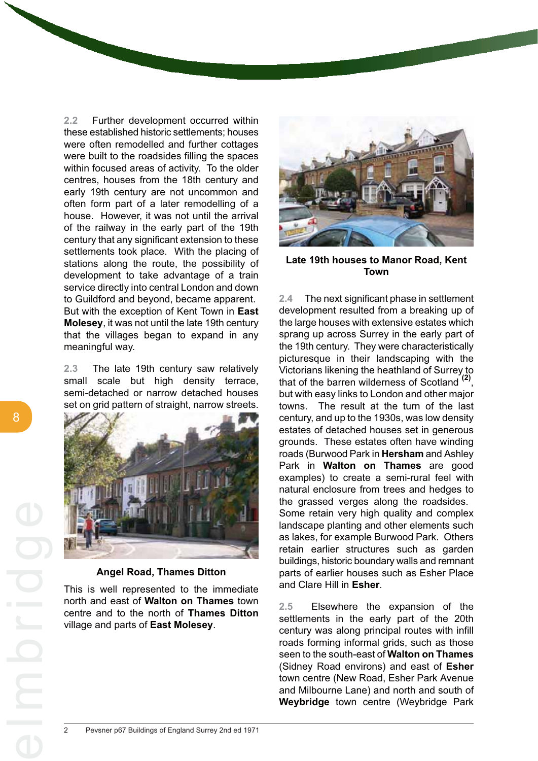2.2 Further development occurred within these established historic settlements; houses were often remodelled and further cottages were built to the roadsides filling the spaces within focused areas of activity. To the older centres, houses from the 18th century and early 19th century are not uncommon and often form part of a later remodelling of a house. However, it was not until the arrival of the railway in the early part of the 19th century that any significant extension to these settlements took place. With the placing of stations along the route, the possibility of development to take advantage of a train service directly into central London and down to Guildford and beyond, became apparent. But with the exception of Kent Town in **East Molesey**, it was not until the late 19th century that the villages began to expand in any meaningful way.

2.3 The late 19th century saw relatively small scale but high density terrace, semi-detached or narrow detached houses set on grid pattern of straight, narrow streets.

**Angel Road, Thames Ditton**

This is well represented to the immediate north and east of **Walton on Thames** town centre and to the north of **Thames Ditton** village and parts of **East Molesey**.

**Late 19th houses to Manor Road, Kent Town**

2.4 The next significant phase in settlement development resulted from a breaking up of the large houses with extensive estates which sprang up across Surrey in the early part of the 19th century. They were characteristically picturesque in their landscaping with the Victorians likening the heathland of Surrey to that of the barren wilderness of Scotland [(2)], but with easy links to London and other major towns. The result at the turn of the last century, and up to the 1930s, was low density estates of detached houses set in generous grounds. These estates often have winding roads (Burwood Park in **Hersham** and Ashley Park in **Walton on Thames** are good examples) to create a semi-rural feel with natural enclosure from trees and hedges to the grassed verges along the roadsides. Some retain very high quality and complex landscape planting and other elements such as lakes, for example Burwood Park. Others retain earlier structures such as garden buildings, historic boundary walls and remnant parts of earlier houses such as Esher Place and Clare Hill in **Esher**.

2.5 Elsewhere the expansion of the settlements in the early part of the 20th century was along principal routes with infill roads forming informal grids, such as those seen to the south-east of **Walton on Thames** (Sidney Road environs) and east of **Esher** town centre (New Road, Esher Park Avenue and Milbourne Lane) and north and south of **Weybridge** town centre (Weybridge Park

---

2 Pevsner p67 Buildings of England Surrey 2nd ed 1971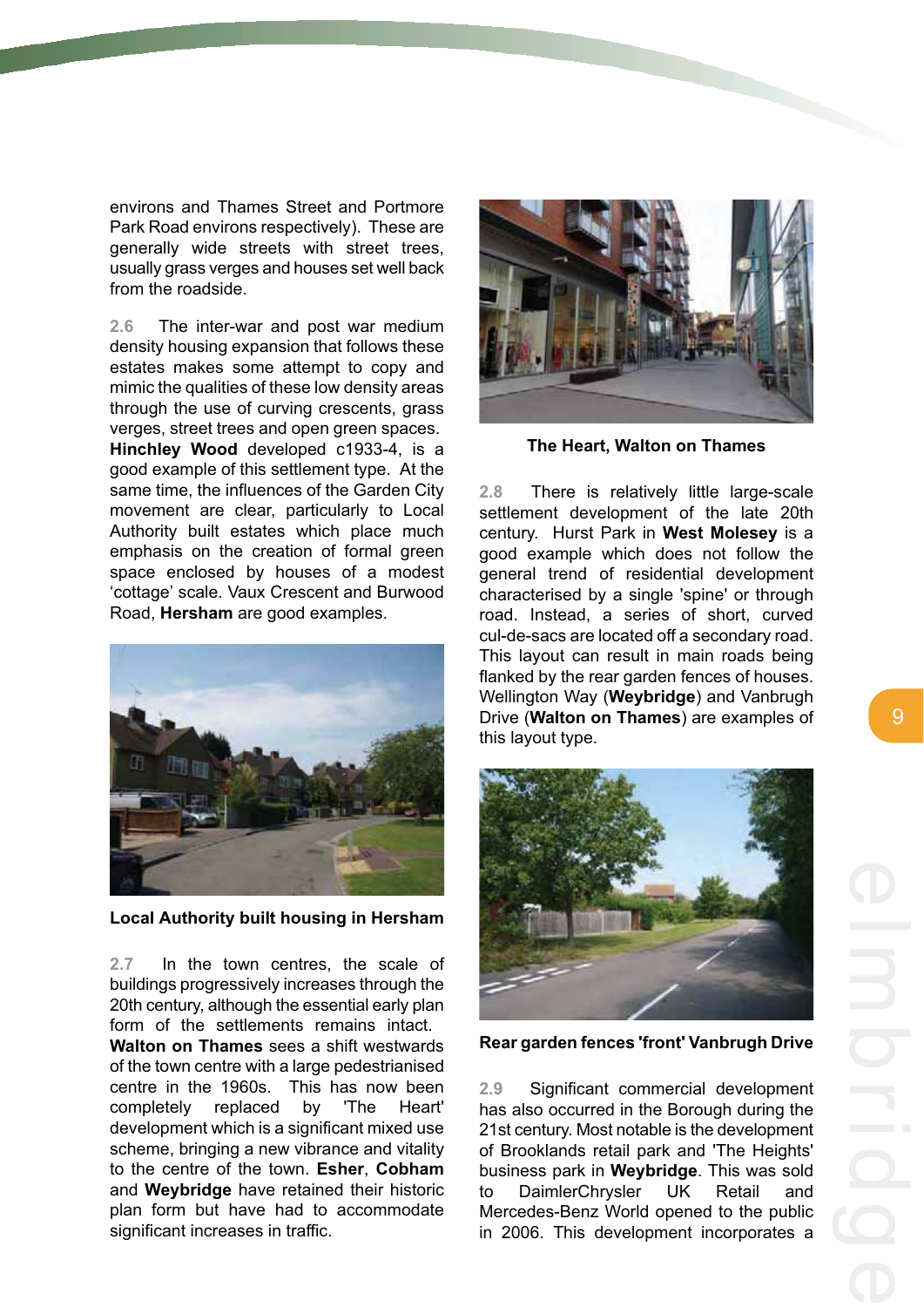environs and Thames Street and Portmore Park Road environs respectively). These are generally wide streets with street trees, usually grass verges and houses set well back from the roadside.

2.6 The inter-war and post war medium density housing expansion that follows these estates makes some attempt to copy and mimic the qualities of these low density areas through the use of curving crescents, grass verges, street trees and open green spaces. **Hinchley Wood** developed c1933-4, is a good example of this settlement type. At the same time, the influences of the Garden City movement are clear, particularly to Local Authority built estates which place much emphasis on the creation of formal green space enclosed by houses of a modest 'cottage' scale. Vaux Crescent and Burwood Road, **Hersham** are good examples.

**Local Authority built housing in Hersham**

2.7 In the town centres, the scale of buildings progressively increases through the 20th century, although the essential early plan form of the settlements remains intact. **Walton on Thames** sees a shift westwards of the town centre with a large pedestrianised centre in the 1960s. This has now been completely replaced by 'The Heart' development which is a significant mixed use scheme, bringing a new vibrance and vitality to the centre of the town. **Esher**, **Cobham** and **Weybridge** have retained their historic plan form but have had to accommodate significant increases in traffic.

**The Heart, Walton on Thames**

2.8 There is relatively little large-scale settlement development of the late 20th century. Hurst Park in **West Molesey** is a good example which does not follow the general trend of residential development characterised by a single 'spine' or through road. Instead, a series of short, curved cul-de-sacs are located off a secondary road. This layout can result in main roads being flanked by the rear garden fences of houses. Wellington Way (**Weybridge**) and Vanbrugh Drive (**Walton on Thames**) are examples of this layout type.

**Rear garden fences 'front' Vanbrugh Drive**

2.9 Significant commercial development has also occurred in the Borough during the 21st century. Most notable is the development of Brooklands retail park and 'The Heights' business park in **Weybridge**. This was sold to DaimlerChrysler UK Retail and Mercedes-Benz World opened to the public in 2006. This development incorporates a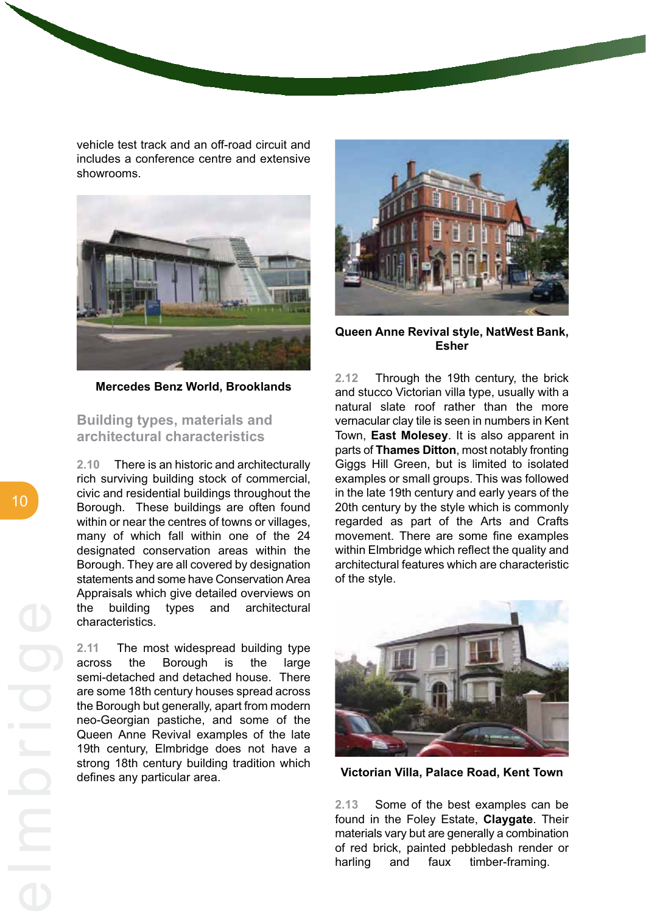vehicle test track and an off-road circuit and includes a conference centre and extensive showrooms.

**Mercedes Benz World, Brooklands**

## Building types, materials and architectural characteristics

2.10 There is an historic and architecturally rich surviving building stock of commercial, civic and residential buildings throughout the Borough. These buildings are often found within or near the centres of towns or villages, many of which fall within one of the 24 designated conservation areas within the Borough. They are all covered by designation statements and some have Conservation Area Appraisals which give detailed overviews on the building types and architectural characteristics.

2.11 The most widespread building type across the Borough is the large semi-detached and detached house. There are some 18th century houses spread across the Borough but generally, apart from modern neo-Georgian pastiche, and some of the Queen Anne Revival examples of the late 19th century, Elmbridge does not have a strong 18th century building tradition which defines any particular area.

**Queen Anne Revival style, NatWest Bank, Esher**

2.12 Through the 19th century, the brick and stucco Victorian villa type, usually with a natural slate roof rather than the more vernacular clay tile is seen in numbers in Kent Town, **East Molesey**. It is also apparent in parts of **Thames Ditton**, most notably fronting Giggs Hill Green, but is limited to isolated examples or small groups. This was followed in the late 19th century and early years of the 20th century by the style which is commonly regarded as part of the Arts and Crafts movement. There are some fine examples within Elmbridge which reflect the quality and architectural features which are characteristic of the style.

**Victorian Villa, Palace Road, Kent Town**

2.13 Some of the best examples can be found in the Foley Estate, **Claygate**. Their materials vary but are generally a combination of red brick, painted pebbledash render or harling and faux timber-framing.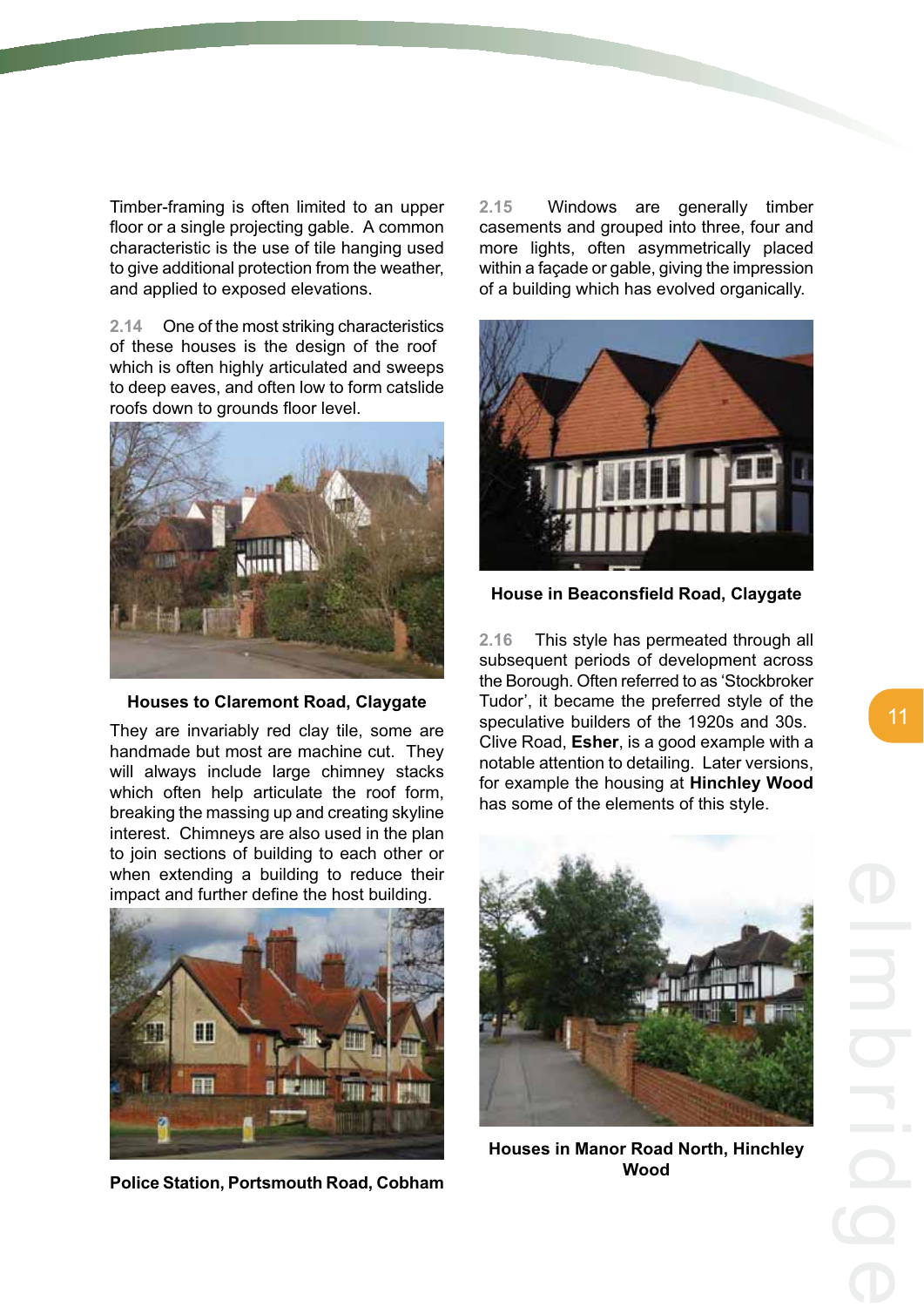Timber-framing is often limited to an upper floor or a single projecting gable. A common characteristic is the use of tile hanging used to give additional protection from the weather, and applied to exposed elevations.

2.14 One of the most striking characteristics of these houses is the design of the roof which is often highly articulated and sweeps to deep eaves, and often low to form catslide roofs down to grounds floor level.

**Houses to Claremont Road, Claygate**

They are invariably red clay tile, some are handmade but most are machine cut. They will always include large chimney stacks which often help articulate the roof form, breaking the massing up and creating skyline interest. Chimneys are also used in the plan to join sections of building to each other or when extending a building to reduce their impact and further define the host building.

**Police Station, Portsmouth Road, Cobham**

2.15 Windows are generally timber casements and grouped into three, four and more lights, often asymmetrically placed within a façade or gable, giving the impression of a building which has evolved organically.

**House in Beaconsfield Road, Claygate**

2.16 This style has permeated through all subsequent periods of development across the Borough. Often referred to as 'Stockbroker Tudor', it became the preferred style of the speculative builders of the 1920s and 30s. Clive Road, **Esher**, is a good example with a notable attention to detailing. Later versions, for example the housing at **Hinchley Wood** has some of the elements of this style.

**Houses in Manor Road North, Hinchley Wood**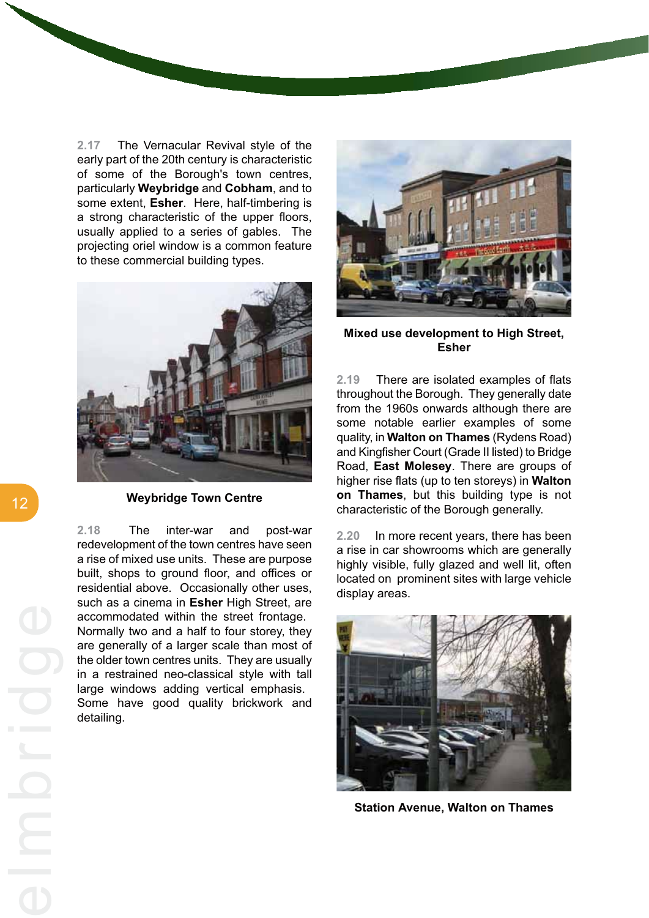2.17 The Vernacular Revival style of the early part of the 20th century is characteristic of some of the Borough's town centres, particularly **Weybridge** and **Cobham**, and to some extent, **Esher**. Here, half-timbering is a strong characteristic of the upper floors, usually applied to a series of gables. The projecting oriel window is a common feature to these commercial building types.

**Weybridge Town Centre**

2.18 The inter-war and post-war redevelopment of the town centres have seen a rise of mixed use units. These are purpose built, shops to ground floor, and offices or residential above. Occasionally other uses, such as a cinema in **Esher** High Street, are accommodated within the street frontage. Normally two and a half to four storey, they are generally of a larger scale than most of the older town centres units. They are usually in a restrained neo-classical style with tall large windows adding vertical emphasis. Some have good quality brickwork and detailing.

**Mixed use development to High Street, Esher**

2.19 There are isolated examples of flats throughout the Borough. They generally date from the 1960s onwards although there are some notable earlier examples of some quality, in **Walton on Thames** (Rydens Road) and Kingfisher Court (Grade II listed) to Bridge Road, **East Molesey**. There are groups of higher rise flats (up to ten storeys) in **Walton on Thames**, but this building type is not characteristic of the Borough generally.

2.20 In more recent years, there has been a rise in car showrooms which are generally highly visible, fully glazed and well lit, often located on prominent sites with large vehicle display areas.

**Station Avenue, Walton on Thames**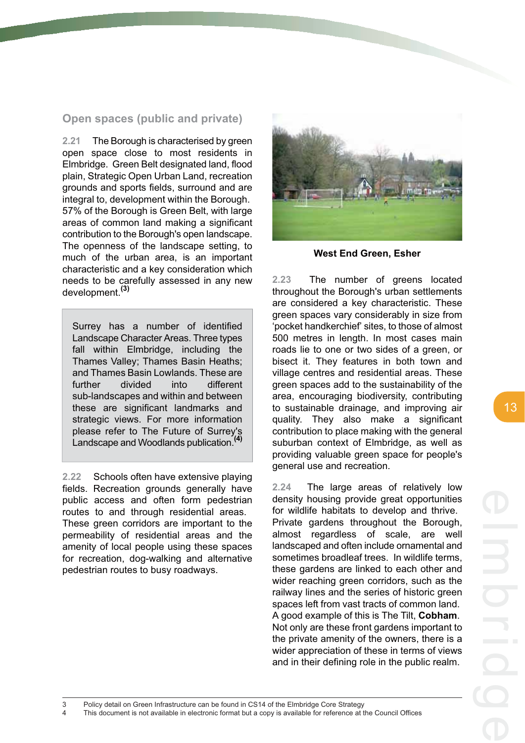## Open spaces (public and private)

2.21 The Borough is characterised by green open space close to most residents in Elmbridge. Green Belt designated land, flood plain, Strategic Open Urban Land, recreation grounds and sports fields, surround and are integral to, development within the Borough. 57% of the Borough is Green Belt, with large areas of common land making a significant contribution to the Borough's open landscape. The openness of the landscape setting, to much of the urban area, is an important characteristic and a key consideration which needs to be carefully assessed in any new development.[3]

> Surrey has a number of identified Landscape Character Areas. Three types fall within Elmbridge, including the Thames Valley; Thames Basin Heaths; and Thames Basin Lowlands. These are further divided into different sub-landscapes and within and between these are significant landmarks and strategic views. For more information please refer to The Future of Surrey's Landscape and Woodlands publication.[4]

2.22 Schools often have extensive playing fields. Recreation grounds generally have public access and often form pedestrian routes to and through residential areas. These green corridors are important to the permeability of residential areas and the amenity of local people using these spaces for recreation, dog-walking and alternative pedestrian routes to busy roadways.

**West End Green, Esher**

2.23 The number of greens located throughout the Borough's urban settlements are considered a key characteristic. These green spaces vary considerably in size from 'pocket handkerchief' sites, to those of almost 500 metres in length. In most cases main roads lie to one or two sides of a green, or bisect it. They features in both town and village centres and residential areas. These green spaces add to the sustainability of the area, encouraging biodiversity, contributing to sustainable drainage, and improving air quality. They also make a significant contribution to place making with the general suburban context of Elmbridge, as well as providing valuable green space for people's general use and recreation.

2.24 The large areas of relatively low density housing provide great opportunities for wildlife habitats to develop and thrive. Private gardens throughout the Borough, almost regardless of scale, are well landscaped and often include ornamental and sometimes broadleaf trees. In wildlife terms, these gardens are linked to each other and wider reaching green corridors, such as the railway lines and the series of historic green spaces left from vast tracts of common land. A good example of this is The Tilt, **Cobham**. Not only are these front gardens important to the private amenity of the owners, there is a wider appreciation of these in terms of views and in their defining role in the public realm.

---

3 Policy detail on Green Infrastructure can be found in CS14 of the Elmbridge Core Strategy

4 This document is not available in electronic format but a copy is available for reference at the Council Offices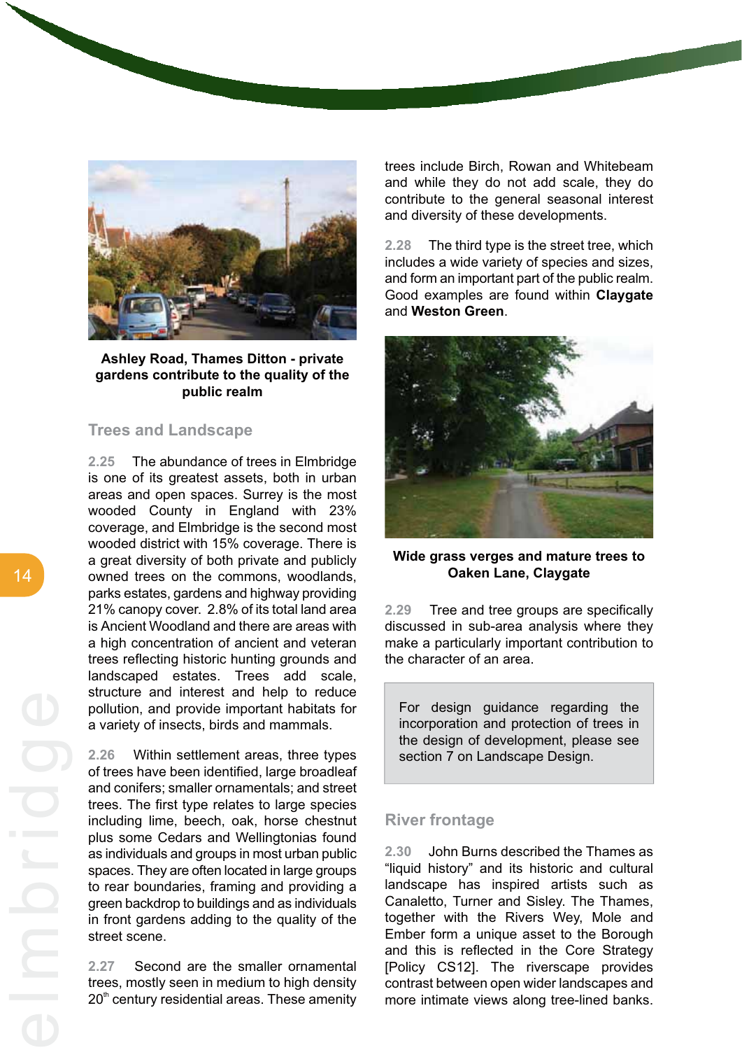**Ashley Road, Thames Ditton - private gardens contribute to the quality of the public realm**

## Trees and Landscape

2.25 The abundance of trees in Elmbridge is one of its greatest assets, both in urban areas and open spaces. Surrey is the most wooded County in England with 23% coverage, and Elmbridge is the second most wooded district with 15% coverage. There is a great diversity of both private and publicly owned trees on the commons, woodlands, parks estates, gardens and highway providing 21% canopy cover. 2.8% of its total land area is Ancient Woodland and there are areas with a high concentration of ancient and veteran trees reflecting historic hunting grounds and landscaped estates. Trees add scale, structure and interest and help to reduce pollution, and provide important habitats for a variety of insects, birds and mammals.

2.26 Within settlement areas, three types of trees have been identified, large broadleaf and conifers; smaller ornamentals; and street trees. The first type relates to large species including lime, beech, oak, horse chestnut plus some Cedars and Wellingtonias found as individuals and groups in most urban public spaces. They are often located in large groups to rear boundaries, framing and providing a green backdrop to buildings and as individuals in front gardens adding to the quality of the street scene.

2.27 Second are the smaller ornamental trees, mostly seen in medium to high density 20th century residential areas. These amenity trees include Birch, Rowan and Whitebeam and while they do not add scale, they do contribute to the general seasonal interest and diversity of these developments.

2.28 The third type is the street tree, which includes a wide variety of species and sizes, and form an important part of the public realm. Good examples are found within **Claygate** and **Weston Green**.

**Wide grass verges and mature trees to Oaken Lane, Claygate**

2.29 Tree and tree groups are specifically discussed in sub-area analysis where they make a particularly important contribution to the character of an area.

> For design guidance regarding the incorporation and protection of trees in the design of development, please see section 7 on Landscape Design.

## River frontage

2.30 John Burns described the Thames as "liquid history" and its historic and cultural landscape has inspired artists such as Canaletto, Turner and Sisley. The Thames, together with the Rivers Wey, Mole and Ember form a unique asset to the Borough and this is reflected in the Core Strategy [Policy CS12]. The riverscape provides contrast between open wider landscapes and more intimate views along tree-lined banks.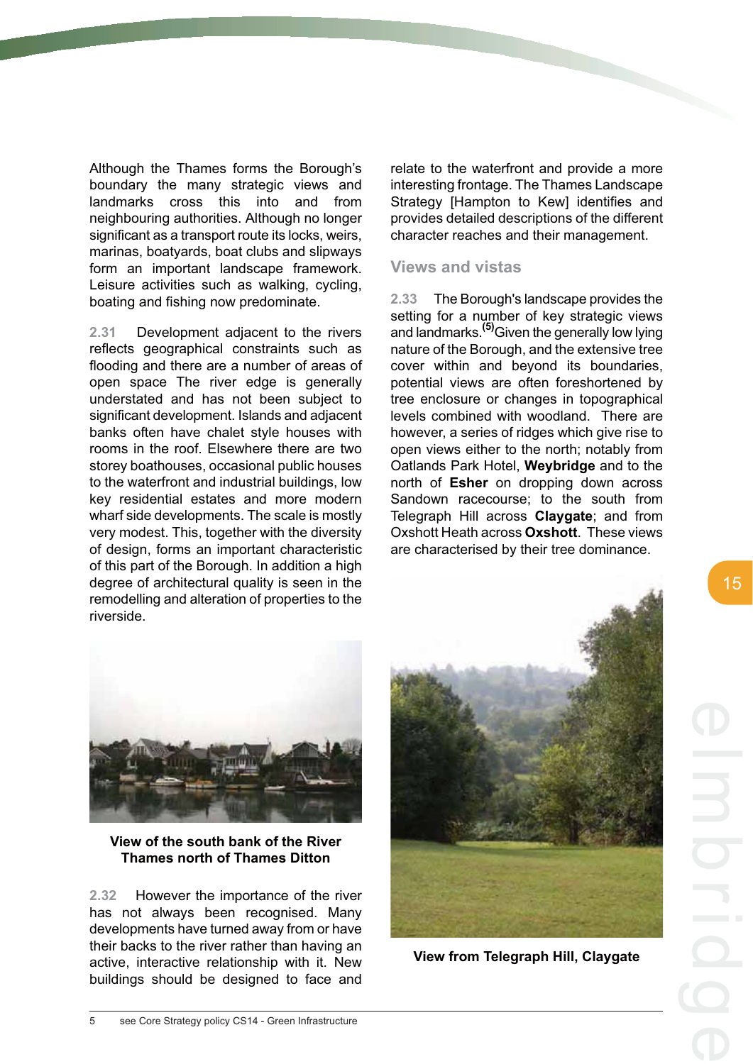Although the Thames forms the Borough's boundary the many strategic views and landmarks cross this into and from neighbouring authorities. Although no longer significant as a transport route its locks, weirs, marinas, boatyards, boat clubs and slipways form an important landscape framework. Leisure activities such as walking, cycling, boating and fishing now predominate.

2.31 Development adjacent to the rivers reflects geographical constraints such as flooding and there are a number of areas of open space The river edge is generally understated and has not been subject to significant development. Islands and adjacent banks often have chalet style houses with rooms in the roof. Elsewhere there are two storey boathouses, occasional public houses to the waterfront and industrial buildings, low key residential estates and more modern wharf side developments. The scale is mostly very modest. This, together with the diversity of design, forms an important characteristic of this part of the Borough. In addition a high degree of architectural quality is seen in the remodelling and alteration of properties to the riverside.

**View of the south bank of the River Thames north of Thames Ditton**

2.32 However the importance of the river has not always been recognised. Many developments have turned away from or have their backs to the river rather than having an active, interactive relationship with it. New buildings should be designed to face and relate to the waterfront and provide a more interesting frontage. The Thames Landscape Strategy [Hampton to Kew] identifies and provides detailed descriptions of the different character reaches and their management.

## Views and vistas

2.33 The Borough's landscape provides the setting for a number of key strategic views and landmarks.[5] Given the generally low lying nature of the Borough, and the extensive tree cover within and beyond its boundaries, potential views are often foreshortened by tree enclosure or changes in topographical levels combined with woodland. There are however, a series of ridges which give rise to open views either to the north; notably from Oatlands Park Hotel, **Weybridge** and to the north of **Esher** on dropping down across Sandown racecourse; to the south from Telegraph Hill across **Claygate**; and from Oxshott Heath across **Oxshott**. These views are characterised by their tree dominance.

**View from Telegraph Hill, Claygate**

5 see Core Strategy policy CS14 - Green Infrastructure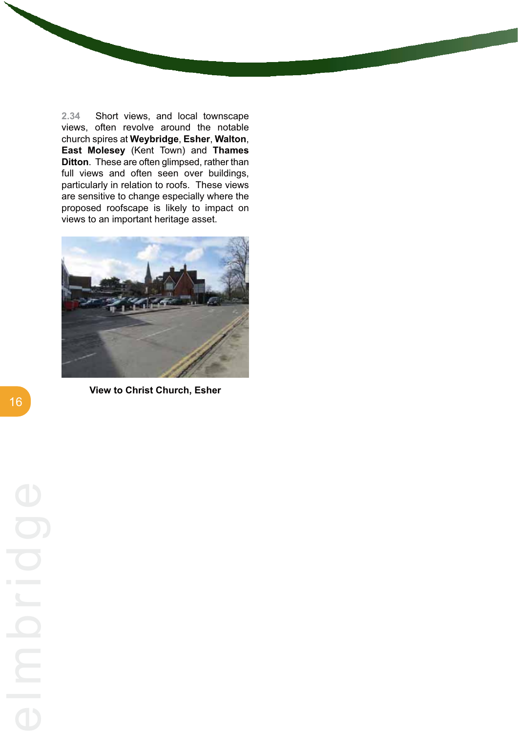2.34 Short views, and local townscape views, often revolve around the notable church spires at **Weybridge**, **Esher**, **Walton**, **East Molesey** (Kent Town) and **Thames Ditton**. These are often glimpsed, rather than full views and often seen over buildings, particularly in relation to roofs. These views are sensitive to change especially where the proposed roofscape is likely to impact on views to an important heritage asset.

**View to Christ Church, Esher**